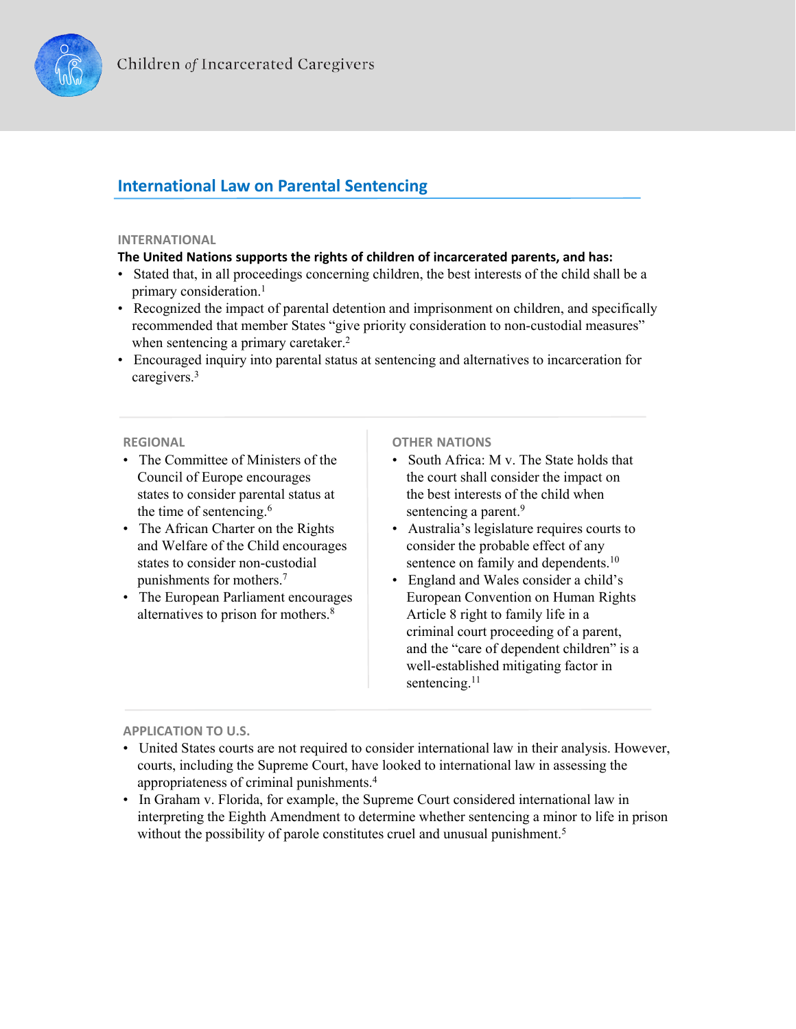Children *of* Incarcerated Caregivers

## International Law on Parental Sentencing

### INTERNATIONAL

**The United Nations supports the rights of children of incarcerated parents, and has:**

- Stated that, in all proceedings concerning children, the best interests of the child shall be a primary consideration.[1]
- Recognized the impact of parental detention and imprisonment on children, and specifically recommended that member States "give priority consideration to non-custodial measures" when sentencing a primary caretaker.[2]
- Encouraged inquiry into parental status at sentencing and alternatives to incarceration for caregivers.[3]

### REGIONAL

- The Committee of Ministers of the Council of Europe encourages states to consider parental status at the time of sentencing.[6]
- The African Charter on the Rights and Welfare of the Child encourages states to consider non-custodial punishments for mothers.[7]
- The European Parliament encourages alternatives to prison for mothers.[8]

### OTHER NATIONS

- South Africa: M v. The State holds that the court shall consider the impact on the best interests of the child when sentencing a parent.[9]
- Australia's legislature requires courts to consider the probable effect of any sentence on family and dependents.[10]
- England and Wales consider a child's European Convention on Human Rights Article 8 right to family life in a criminal court proceeding of a parent, and the "care of dependent children" is a well-established mitigating factor in sentencing.[11]

### APPLICATION TO U.S.

- United States courts are not required to consider international law in their analysis. However, courts, including the Supreme Court, have looked to international law in assessing the appropriateness of criminal punishments.[4]
- In Graham v. Florida, for example, the Supreme Court considered international law in interpreting the Eighth Amendment to determine whether sentencing a minor to life in prison without the possibility of parole constitutes cruel and unusual punishment.[5]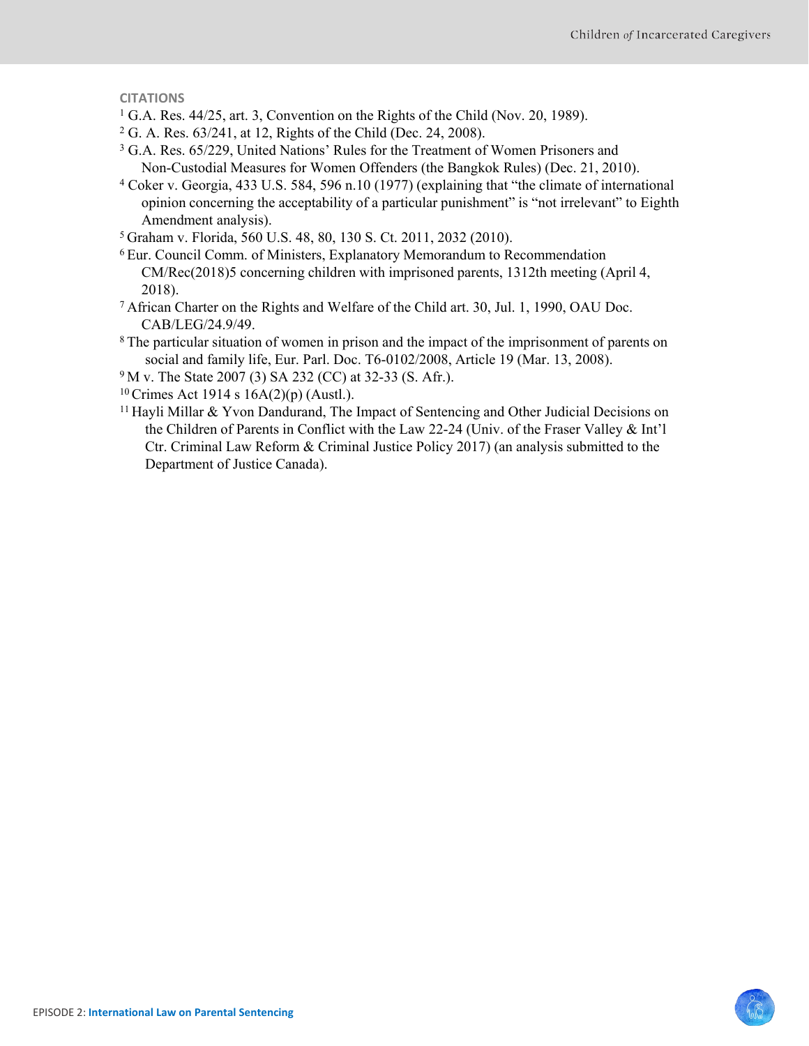### CITATIONS

[1] G.A. Res. 44/25, art. 3, Convention on the Rights of the Child (Nov. 20, 1989).

[2] G. A. Res. 63/241, at 12, Rights of the Child (Dec. 24, 2008).

[3] G.A. Res. 65/229, United Nations' Rules for the Treatment of Women Prisoners and Non-Custodial Measures for Women Offenders (the Bangkok Rules) (Dec. 21, 2010).

[4] Coker v. Georgia, 433 U.S. 584, 596 n.10 (1977) (explaining that "the climate of international opinion concerning the acceptability of a particular punishment" is "not irrelevant" to Eighth Amendment analysis).

[5] Graham v. Florida, 560 U.S. 48, 80, 130 S. Ct. 2011, 2032 (2010).

[6] Eur. Council Comm. of Ministers, Explanatory Memorandum to Recommendation CM/Rec(2018)5 concerning children with imprisoned parents, 1312th meeting (April 4, 2018).

[7] African Charter on the Rights and Welfare of the Child art. 30, Jul. 1, 1990, OAU Doc. CAB/LEG/24.9/49.

[8] The particular situation of women in prison and the impact of the imprisonment of parents on social and family life, Eur. Parl. Doc. T6-0102/2008, Article 19 (Mar. 13, 2008).

[9] M v. The State 2007 (3) SA 232 (CC) at 32-33 (S. Afr.).

[10] Crimes Act 1914 s 16A(2)(p) (Austl.).

[11] Hayli Millar & Yvon Dandurand, The Impact of Sentencing and Other Judicial Decisions on the Children of Parents in Conflict with the Law 22-24 (Univ. of the Fraser Valley & Int'l Ctr. Criminal Law Reform & Criminal Justice Policy 2017) (an analysis submitted to the Department of Justice Canada).